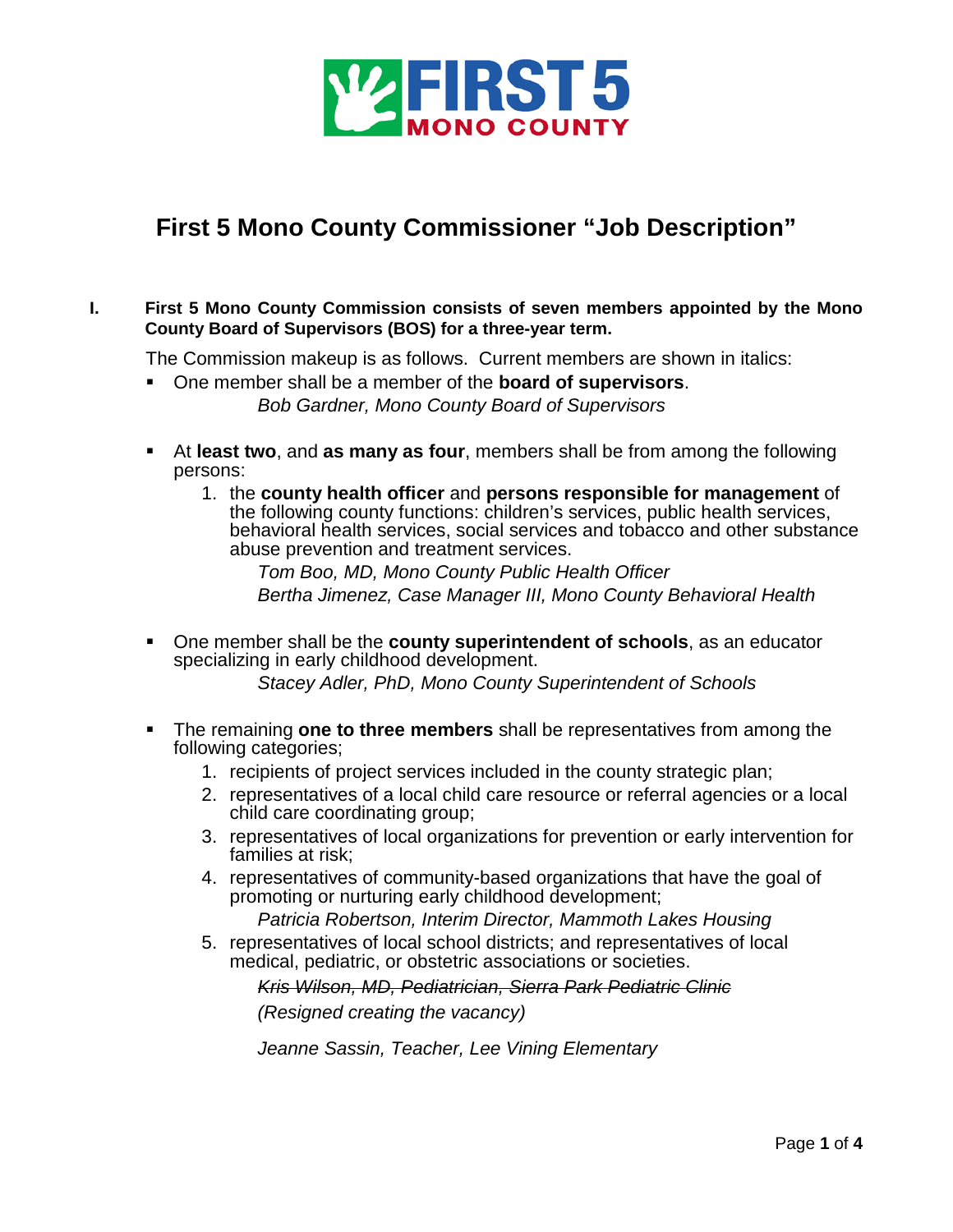# First 5 Mono County Commissioner "Job Description"

**I. First 5 Mono County Commission consists of seven members appointed by the Mono County Board of Supervisors (BOS) for a three-year term.**

The Commission makeup is as follows. Current members are shown in italics:

- One member shall be a member of the **board of supervisors**.

  *Bob Gardner, Mono County Board of Supervisors*

- At **least two**, and **as many as four**, members shall be from among the following persons:
  1. the **county health officer** and **persons responsible for management** of the following county functions: children's services, public health services, behavioral health services, social services and tobacco and other substance abuse prevention and treatment services.

     *Tom Boo, MD, Mono County Public Health Officer*

     *Bertha Jimenez, Case Manager III, Mono County Behavioral Health*

- One member shall be the **county superintendent of schools**, as an educator specializing in early childhood development.

  *Stacey Adler, PhD, Mono County Superintendent of Schools*

- The remaining **one to three members** shall be representatives from among the following categories;
  1. recipients of project services included in the county strategic plan;
  2. representatives of a local child care resource or referral agencies or a local child care coordinating group;
  3. representatives of local organizations for prevention or early intervention for families at risk;
  4. representatives of community-based organizations that have the goal of promoting or nurturing early childhood development;

     *Patricia Robertson, Interim Director, Mammoth Lakes Housing*

  5. representatives of local school districts; and representatives of local medical, pediatric, or obstetric associations or societies.

     ~~*Kris Wilson, MD, Pediatrician, Sierra Park Pediatric Clinic*~~

     *(Resigned creating the vacancy)*

     *Jeanne Sassin, Teacher, Lee Vining Elementary*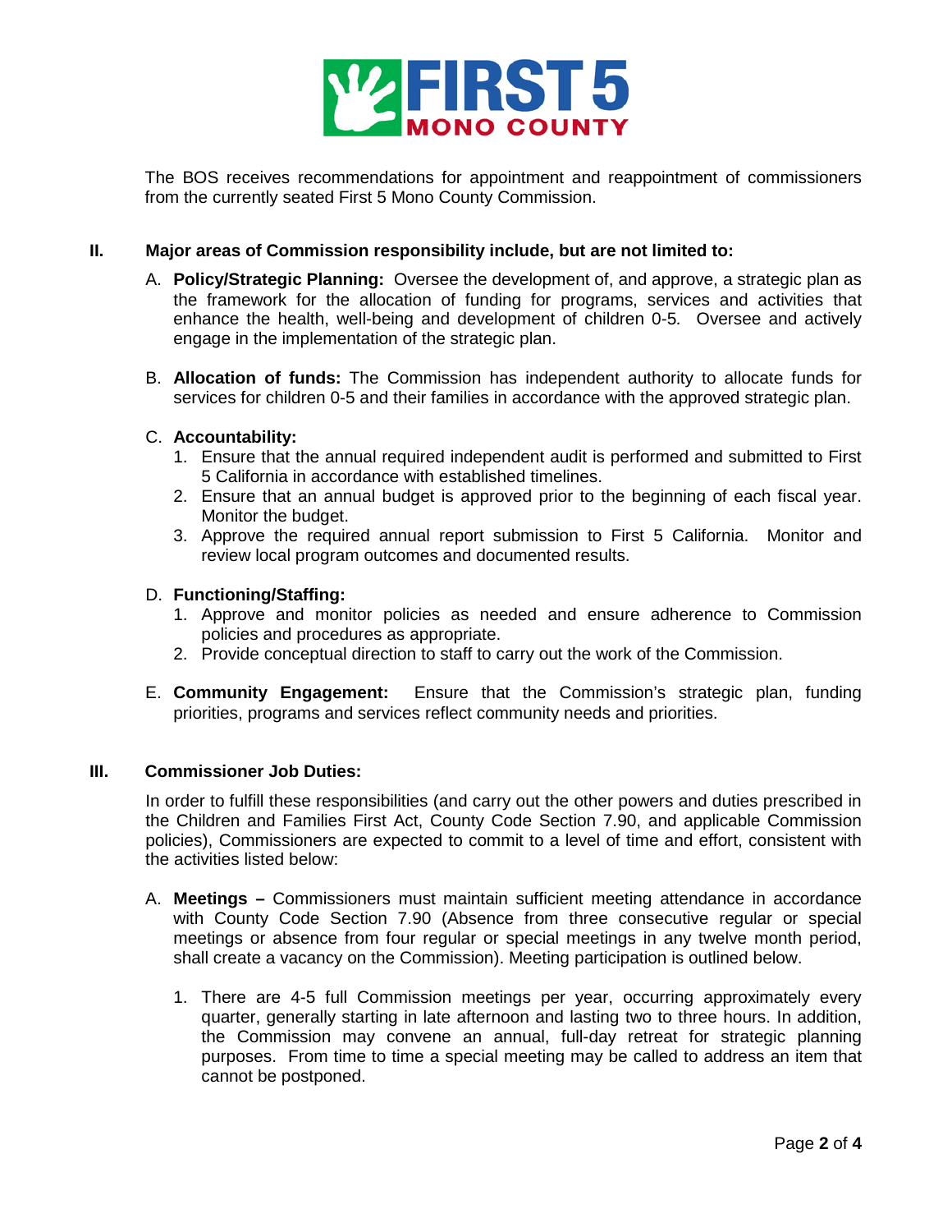The BOS receives recommendations for appointment and reappointment of commissioners from the currently seated First 5 Mono County Commission.

## II. Major areas of Commission responsibility include, but are not limited to:

A. **Policy/Strategic Planning:** Oversee the development of, and approve, a strategic plan as the framework for the allocation of funding for programs, services and activities that enhance the health, well-being and development of children 0-5. Oversee and actively engage in the implementation of the strategic plan.

B. **Allocation of funds:** The Commission has independent authority to allocate funds for services for children 0-5 and their families in accordance with the approved strategic plan.

C. **Accountability:**
   1. Ensure that the annual required independent audit is performed and submitted to First 5 California in accordance with established timelines.
   2. Ensure that an annual budget is approved prior to the beginning of each fiscal year. Monitor the budget.
   3. Approve the required annual report submission to First 5 California. Monitor and review local program outcomes and documented results.

D. **Functioning/Staffing:**
   1. Approve and monitor policies as needed and ensure adherence to Commission policies and procedures as appropriate.
   2. Provide conceptual direction to staff to carry out the work of the Commission.

E. **Community Engagement:** Ensure that the Commission's strategic plan, funding priorities, programs and services reflect community needs and priorities.

## III. Commissioner Job Duties:

In order to fulfill these responsibilities (and carry out the other powers and duties prescribed in the Children and Families First Act, County Code Section 7.90, and applicable Commission policies), Commissioners are expected to commit to a level of time and effort, consistent with the activities listed below:

A. **Meetings –** Commissioners must maintain sufficient meeting attendance in accordance with County Code Section 7.90 (Absence from three consecutive regular or special meetings or absence from four regular or special meetings in any twelve month period, shall create a vacancy on the Commission). Meeting participation is outlined below.

   1. There are 4-5 full Commission meetings per year, occurring approximately every quarter, generally starting in late afternoon and lasting two to three hours. In addition, the Commission may convene an annual, full-day retreat for strategic planning purposes. From time to time a special meeting may be called to address an item that cannot be postponed.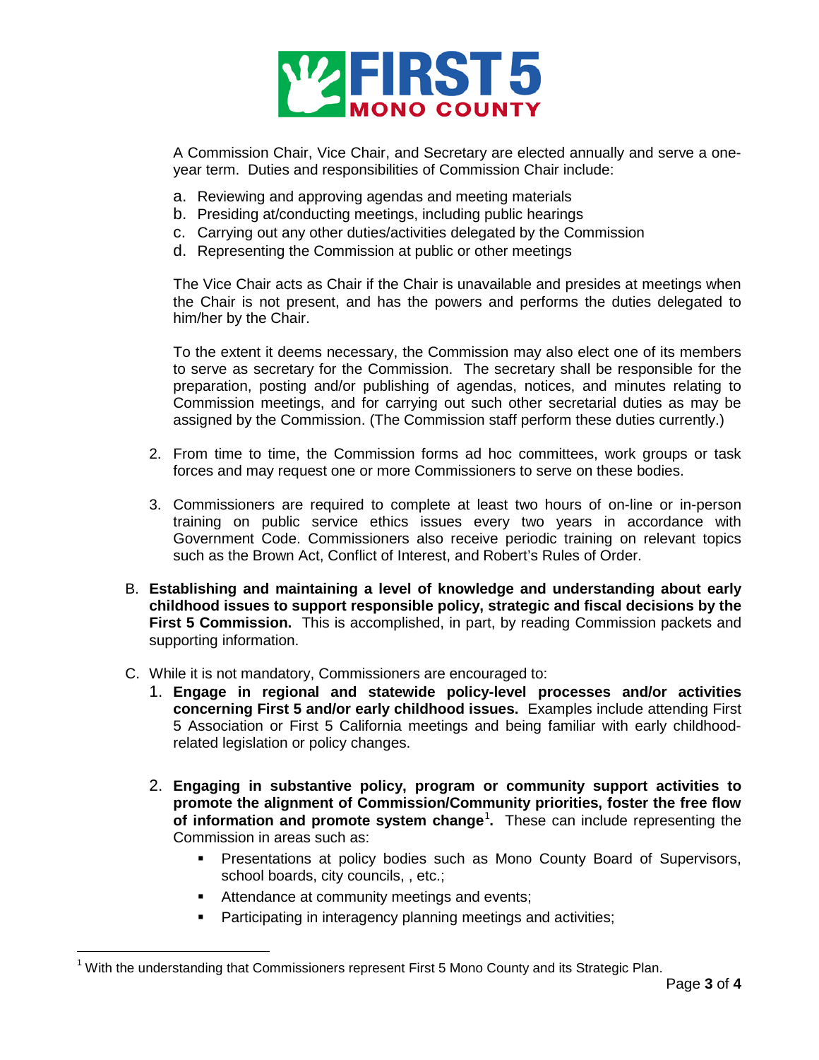A Commission Chair, Vice Chair, and Secretary are elected annually and serve a one-year term. Duties and responsibilities of Commission Chair include:

a. Reviewing and approving agendas and meeting materials
b. Presiding at/conducting meetings, including public hearings
c. Carrying out any other duties/activities delegated by the Commission
d. Representing the Commission at public or other meetings

The Vice Chair acts as Chair if the Chair is unavailable and presides at meetings when the Chair is not present, and has the powers and performs the duties delegated to him/her by the Chair.

To the extent it deems necessary, the Commission may also elect one of its members to serve as secretary for the Commission. The secretary shall be responsible for the preparation, posting and/or publishing of agendas, notices, and minutes relating to Commission meetings, and for carrying out such other secretarial duties as may be assigned by the Commission. (The Commission staff perform these duties currently.)

2. From time to time, the Commission forms ad hoc committees, work groups or task forces and may request one or more Commissioners to serve on these bodies.

3. Commissioners are required to complete at least two hours of on-line or in-person training on public service ethics issues every two years in accordance with Government Code. Commissioners also receive periodic training on relevant topics such as the Brown Act, Conflict of Interest, and Robert's Rules of Order.

B. **Establishing and maintaining a level of knowledge and understanding about early childhood issues to support responsible policy, strategic and fiscal decisions by the First 5 Commission.** This is accomplished, in part, by reading Commission packets and supporting information.

C. While it is not mandatory, Commissioners are encouraged to:

1. **Engage in regional and statewide policy-level processes and/or activities concerning First 5 and/or early childhood issues.** Examples include attending First 5 Association or First 5 California meetings and being familiar with early childhood-related legislation or policy changes.

2. **Engaging in substantive policy, program or community support activities to promote the alignment of Commission/Community priorities, foster the free flow of information and promote system change[1].** These can include representing the Commission in areas such as:
   - Presentations at policy bodies such as Mono County Board of Supervisors, school boards, city councils, , etc.;
   - Attendance at community meetings and events;
   - Participating in interagency planning meetings and activities;

[1] With the understanding that Commissioners represent First 5 Mono County and its Strategic Plan.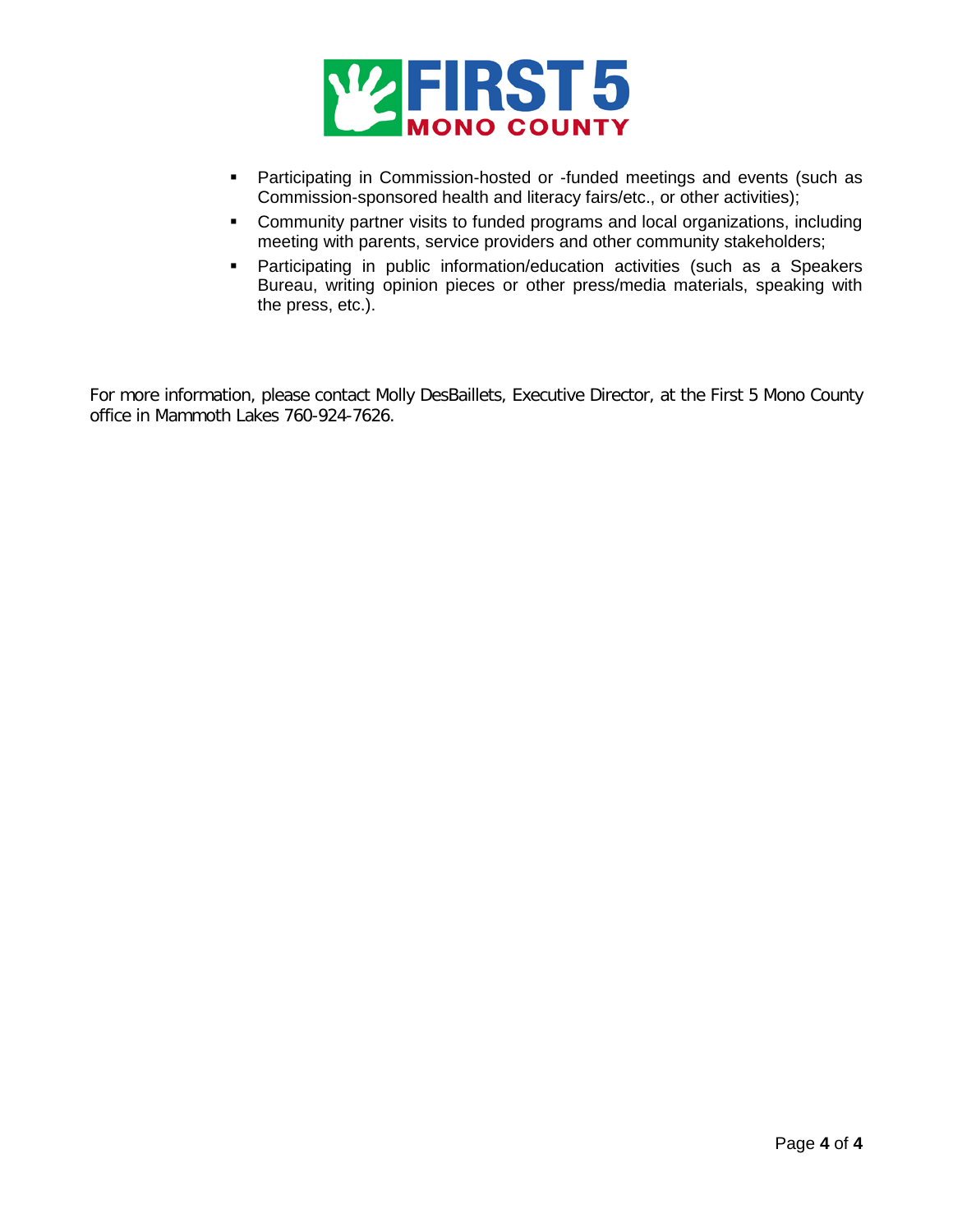- Participating in Commission-hosted or -funded meetings and events (such as Commission-sponsored health and literacy fairs/etc., or other activities);
- Community partner visits to funded programs and local organizations, including meeting with parents, service providers and other community stakeholders;
- Participating in public information/education activities (such as a Speakers Bureau, writing opinion pieces or other press/media materials, speaking with the press, etc.).

For more information, please contact Molly DesBaillets, Executive Director, at the First 5 Mono County office in Mammoth Lakes 760-924-7626.